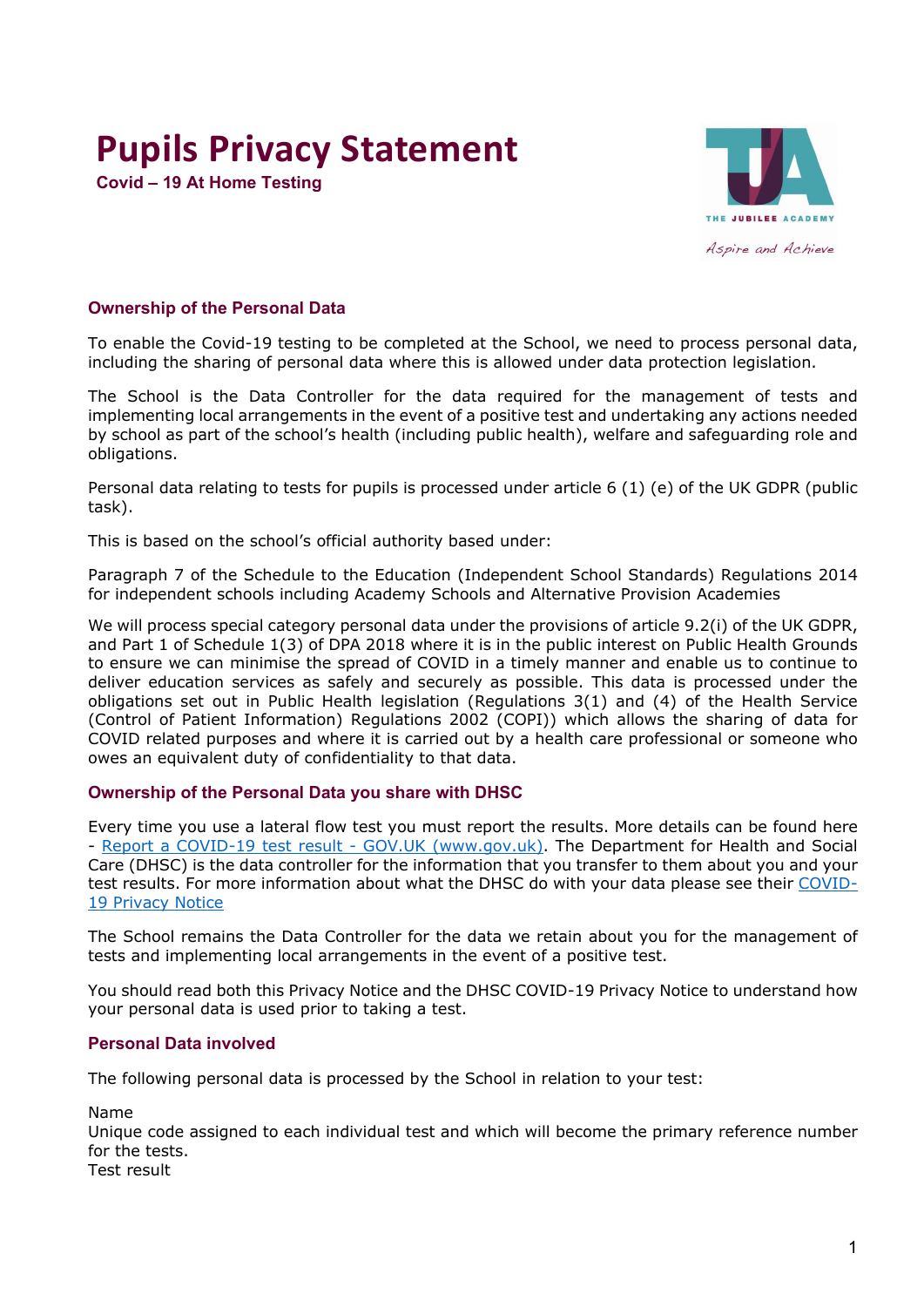# Pupils Privacy Statement

**Covid – 19 At Home Testing**

## Ownership of the Personal Data

To enable the Covid-19 testing to be completed at the School, we need to process personal data, including the sharing of personal data where this is allowed under data protection legislation.

The School is the Data Controller for the data required for the management of tests and implementing local arrangements in the event of a positive test and undertaking any actions needed by school as part of the school's health (including public health), welfare and safeguarding role and obligations.

Personal data relating to tests for pupils is processed under article 6 (1) (e) of the UK GDPR (public task).

This is based on the school's official authority based under:

Paragraph 7 of the Schedule to the Education (Independent School Standards) Regulations 2014 for independent schools including Academy Schools and Alternative Provision Academies

We will process special category personal data under the provisions of article 9.2(i) of the UK GDPR, and Part 1 of Schedule 1(3) of DPA 2018 where it is in the public interest on Public Health Grounds to ensure we can minimise the spread of COVID in a timely manner and enable us to continue to deliver education services as safely and securely as possible. This data is processed under the obligations set out in Public Health legislation (Regulations 3(1) and (4) of the Health Service (Control of Patient Information) Regulations 2002 (COPI)) which allows the sharing of data for COVID related purposes and where it is carried out by a health care professional or someone who owes an equivalent duty of confidentiality to that data.

## Ownership of the Personal Data you share with DHSC

Every time you use a lateral flow test you must report the results. More details can be found here - Report a COVID-19 test result - GOV.UK (www.gov.uk). The Department for Health and Social Care (DHSC) is the data controller for the information that you transfer to them about you and your test results. For more information about what the DHSC do with your data please see their COVID-19 Privacy Notice

The School remains the Data Controller for the data we retain about you for the management of tests and implementing local arrangements in the event of a positive test.

You should read both this Privacy Notice and the DHSC COVID-19 Privacy Notice to understand how your personal data is used prior to taking a test.

## Personal Data involved

The following personal data is processed by the School in relation to your test:

Name
Unique code assigned to each individual test and which will become the primary reference number for the tests.
Test result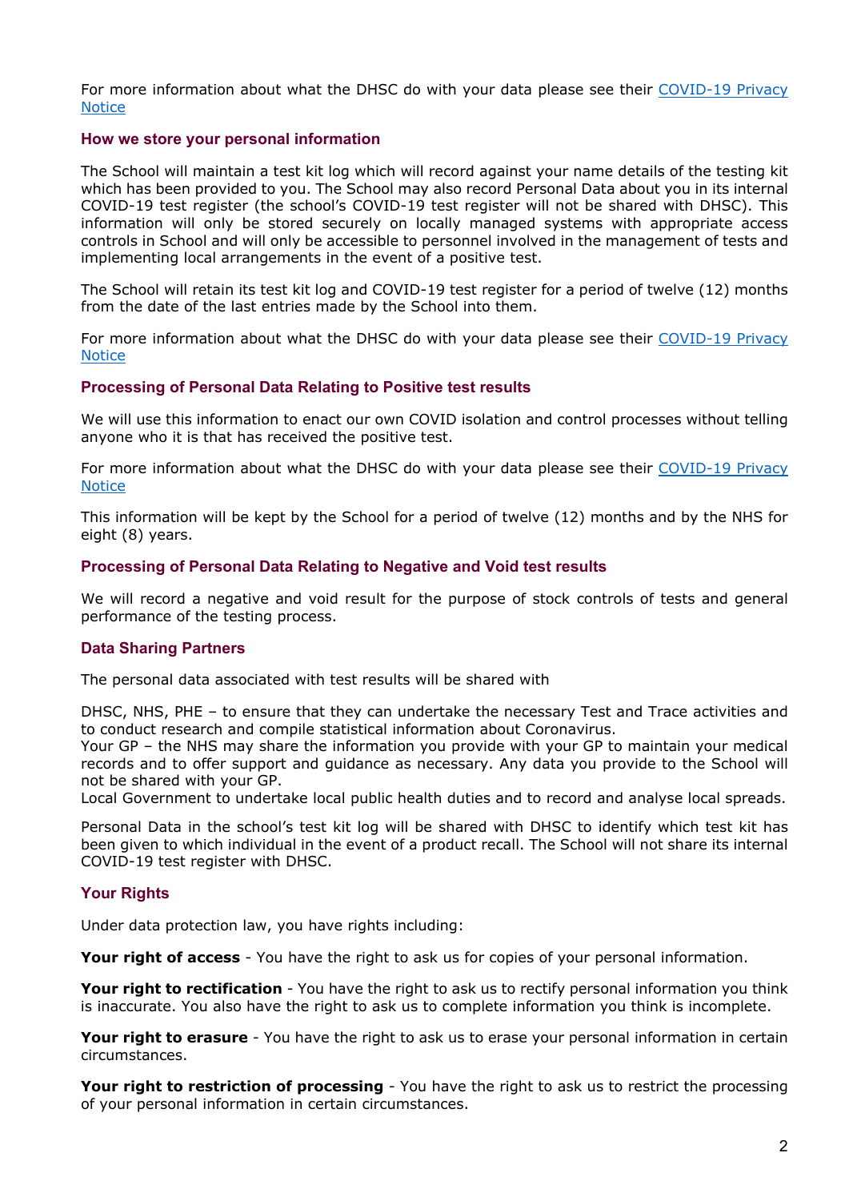For more information about what the DHSC do with your data please see their [COVID-19 Privacy Notice]()

### How we store your personal information

The School will maintain a test kit log which will record against your name details of the testing kit which has been provided to you. The School may also record Personal Data about you in its internal COVID-19 test register (the school's COVID-19 test register will not be shared with DHSC). This information will only be stored securely on locally managed systems with appropriate access controls in School and will only be accessible to personnel involved in the management of tests and implementing local arrangements in the event of a positive test.

The School will retain its test kit log and COVID-19 test register for a period of twelve (12) months from the date of the last entries made by the School into them.

For more information about what the DHSC do with your data please see their [COVID-19 Privacy Notice]()

### Processing of Personal Data Relating to Positive test results

We will use this information to enact our own COVID isolation and control processes without telling anyone who it is that has received the positive test.

For more information about what the DHSC do with your data please see their [COVID-19 Privacy Notice]()

This information will be kept by the School for a period of twelve (12) months and by the NHS for eight (8) years.

### Processing of Personal Data Relating to Negative and Void test results

We will record a negative and void result for the purpose of stock controls of tests and general performance of the testing process.

### Data Sharing Partners

The personal data associated with test results will be shared with

DHSC, NHS, PHE – to ensure that they can undertake the necessary Test and Trace activities and to conduct research and compile statistical information about Coronavirus.
Your GP – the NHS may share the information you provide with your GP to maintain your medical records and to offer support and guidance as necessary. Any data you provide to the School will not be shared with your GP.
Local Government to undertake local public health duties and to record and analyse local spreads.

Personal Data in the school's test kit log will be shared with DHSC to identify which test kit has been given to which individual in the event of a product recall. The School will not share its internal COVID-19 test register with DHSC.

### Your Rights

Under data protection law, you have rights including:

**Your right of access** - You have the right to ask us for copies of your personal information.

**Your right to rectification** - You have the right to ask us to rectify personal information you think is inaccurate. You also have the right to ask us to complete information you think is incomplete.

**Your right to erasure** - You have the right to ask us to erase your personal information in certain circumstances.

**Your right to restriction of processing** - You have the right to ask us to restrict the processing of your personal information in certain circumstances.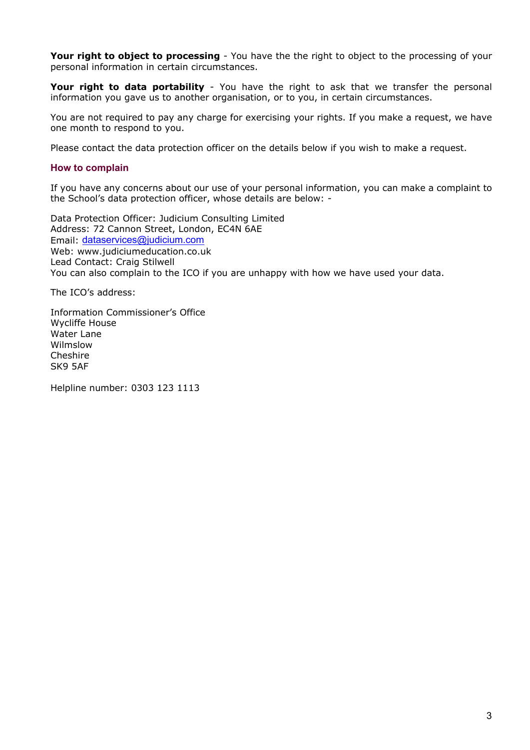**Your right to object to processing** - You have the the right to object to the processing of your personal information in certain circumstances.

**Your right to data portability** - You have the right to ask that we transfer the personal information you gave us to another organisation, or to you, in certain circumstances.

You are not required to pay any charge for exercising your rights. If you make a request, we have one month to respond to you.

Please contact the data protection officer on the details below if you wish to make a request.

## How to complain

If you have any concerns about our use of your personal information, you can make a complaint to the School's data protection officer, whose details are below: -

Data Protection Officer: Judicium Consulting Limited
Address: 72 Cannon Street, London, EC4N 6AE
Email: dataservices@judicium.com
Web: www.judiciumeducation.co.uk
Lead Contact: Craig Stilwell
You can also complain to the ICO if you are unhappy with how we have used your data.

The ICO's address:

Information Commissioner's Office
Wycliffe House
Water Lane
Wilmslow
Cheshire
SK9 5AF

Helpline number: 0303 123 1113